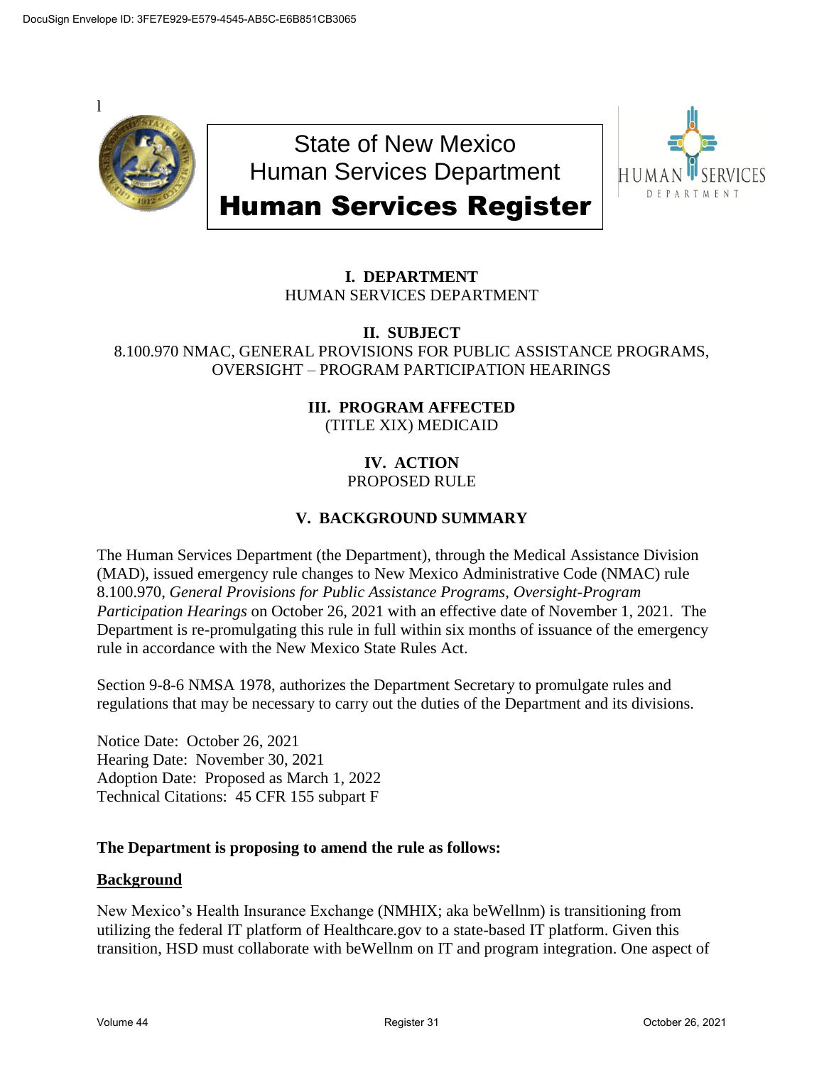# State of New Mexico
# Human Services Department
# Human Services Register

## I. DEPARTMENT

HUMAN SERVICES DEPARTMENT

## II. SUBJECT

8.100.970 NMAC, GENERAL PROVISIONS FOR PUBLIC ASSISTANCE PROGRAMS, OVERSIGHT – PROGRAM PARTICIPATION HEARINGS

## III. PROGRAM AFFECTED

(TITLE XIX) MEDICAID

## IV. ACTION

PROPOSED RULE

## V. BACKGROUND SUMMARY

The Human Services Department (the Department), through the Medical Assistance Division (MAD), issued emergency rule changes to New Mexico Administrative Code (NMAC) rule 8.100.970, *General Provisions for Public Assistance Programs, Oversight-Program Participation Hearings* on October 26, 2021 with an effective date of November 1, 2021. The Department is re-promulgating this rule in full within six months of issuance of the emergency rule in accordance with the New Mexico State Rules Act.

Section 9-8-6 NMSA 1978, authorizes the Department Secretary to promulgate rules and regulations that may be necessary to carry out the duties of the Department and its divisions.

Notice Date: October 26, 2021
Hearing Date: November 30, 2021
Adoption Date: Proposed as March 1, 2022
Technical Citations: 45 CFR 155 subpart F

**The Department is proposing to amend the rule as follows:**

**Background**

New Mexico's Health Insurance Exchange (NMHIX; aka beWellnm) is transitioning from utilizing the federal IT platform of Healthcare.gov to a state-based IT platform. Given this transition, HSD must collaborate with beWellnm on IT and program integration. One aspect of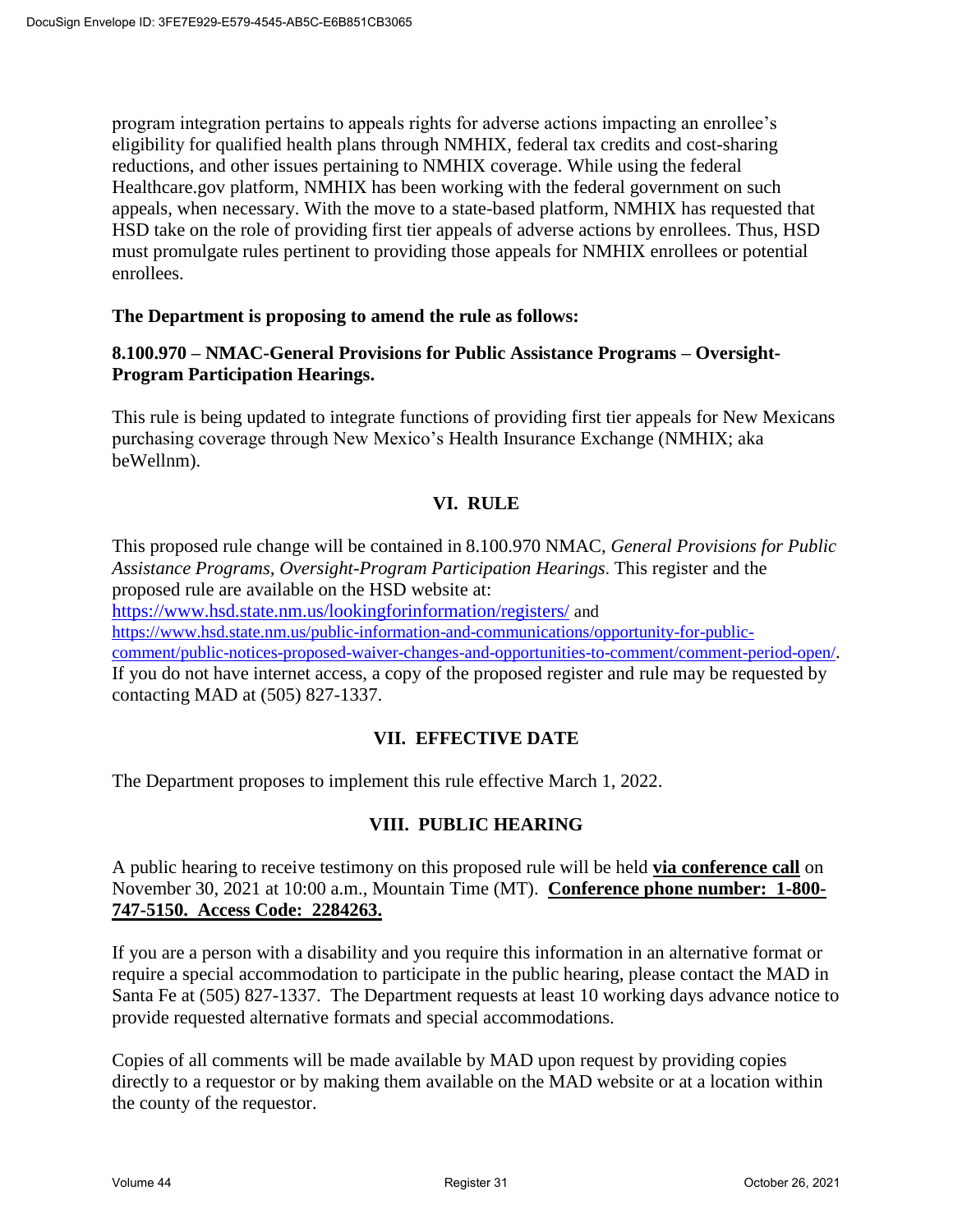program integration pertains to appeals rights for adverse actions impacting an enrollee's eligibility for qualified health plans through NMHIX, federal tax credits and cost-sharing reductions, and other issues pertaining to NMHIX coverage. While using the federal Healthcare.gov platform, NMHIX has been working with the federal government on such appeals, when necessary. With the move to a state-based platform, NMHIX has requested that HSD take on the role of providing first tier appeals of adverse actions by enrollees. Thus, HSD must promulgate rules pertinent to providing those appeals for NMHIX enrollees or potential enrollees.

**The Department is proposing to amend the rule as follows:**

**8.100.970 – NMAC-General Provisions for Public Assistance Programs – Oversight-Program Participation Hearings.**

This rule is being updated to integrate functions of providing first tier appeals for New Mexicans purchasing coverage through New Mexico's Health Insurance Exchange (NMHIX; aka beWellnm).

## VI. RULE

This proposed rule change will be contained in 8.100.970 NMAC, *General Provisions for Public Assistance Programs, Oversight-Program Participation Hearings*. This register and the proposed rule are available on the HSD website at: https://www.hsd.state.nm.us/lookingforinformation/registers/ and https://www.hsd.state.nm.us/public-information-and-communications/opportunity-for-public-comment/public-notices-proposed-waiver-changes-and-opportunities-to-comment/comment-period-open/. If you do not have internet access, a copy of the proposed register and rule may be requested by contacting MAD at (505) 827-1337.

## VII. EFFECTIVE DATE

The Department proposes to implement this rule effective March 1, 2022.

## VIII. PUBLIC HEARING

A public hearing to receive testimony on this proposed rule will be held **via conference call** on November 30, 2021 at 10:00 a.m., Mountain Time (MT). **Conference phone number: 1-800-747-5150. Access Code: 2284263.**

If you are a person with a disability and you require this information in an alternative format or require a special accommodation to participate in the public hearing, please contact the MAD in Santa Fe at (505) 827-1337. The Department requests at least 10 working days advance notice to provide requested alternative formats and special accommodations.

Copies of all comments will be made available by MAD upon request by providing copies directly to a requestor or by making them available on the MAD website or at a location within the county of the requestor.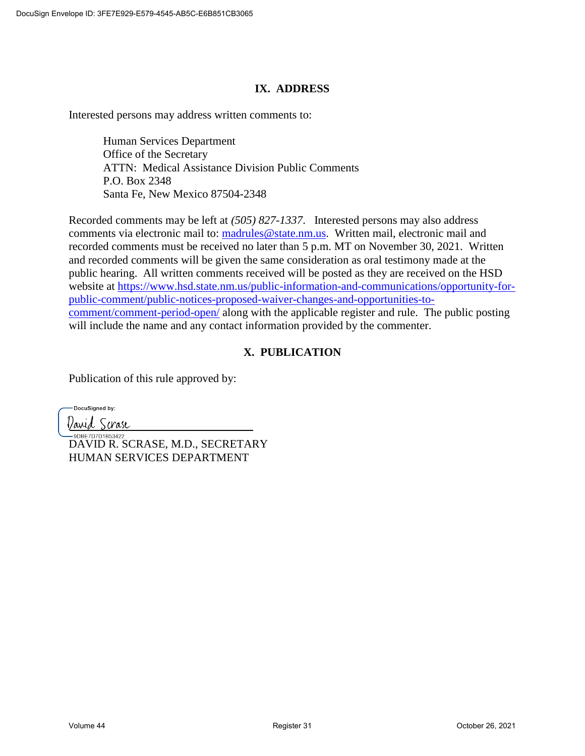## IX. ADDRESS

Interested persons may address written comments to:

Human Services Department
Office of the Secretary
ATTN: Medical Assistance Division Public Comments
P.O. Box 2348
Santa Fe, New Mexico 87504-2348

Recorded comments may be left at *(505) 827-1337*. Interested persons may also address comments via electronic mail to: madrules@state.nm.us. Written mail, electronic mail and recorded comments must be received no later than 5 p.m. MT on November 30, 2021. Written and recorded comments will be given the same consideration as oral testimony made at the public hearing. All written comments received will be posted as they are received on the HSD website at https://www.hsd.state.nm.us/public-information-and-communications/opportunity-for-public-comment/public-notices-proposed-waiver-changes-and-opportunities-to-comment/comment-period-open/ along with the applicable register and rule. The public posting will include the name and any contact information provided by the commenter.

## X. PUBLICATION

Publication of this rule approved by:

DocuSigned by:
David Scrase
9DBE7D7D1B53422

DAVID R. SCRASE, M.D., SECRETARY
HUMAN SERVICES DEPARTMENT